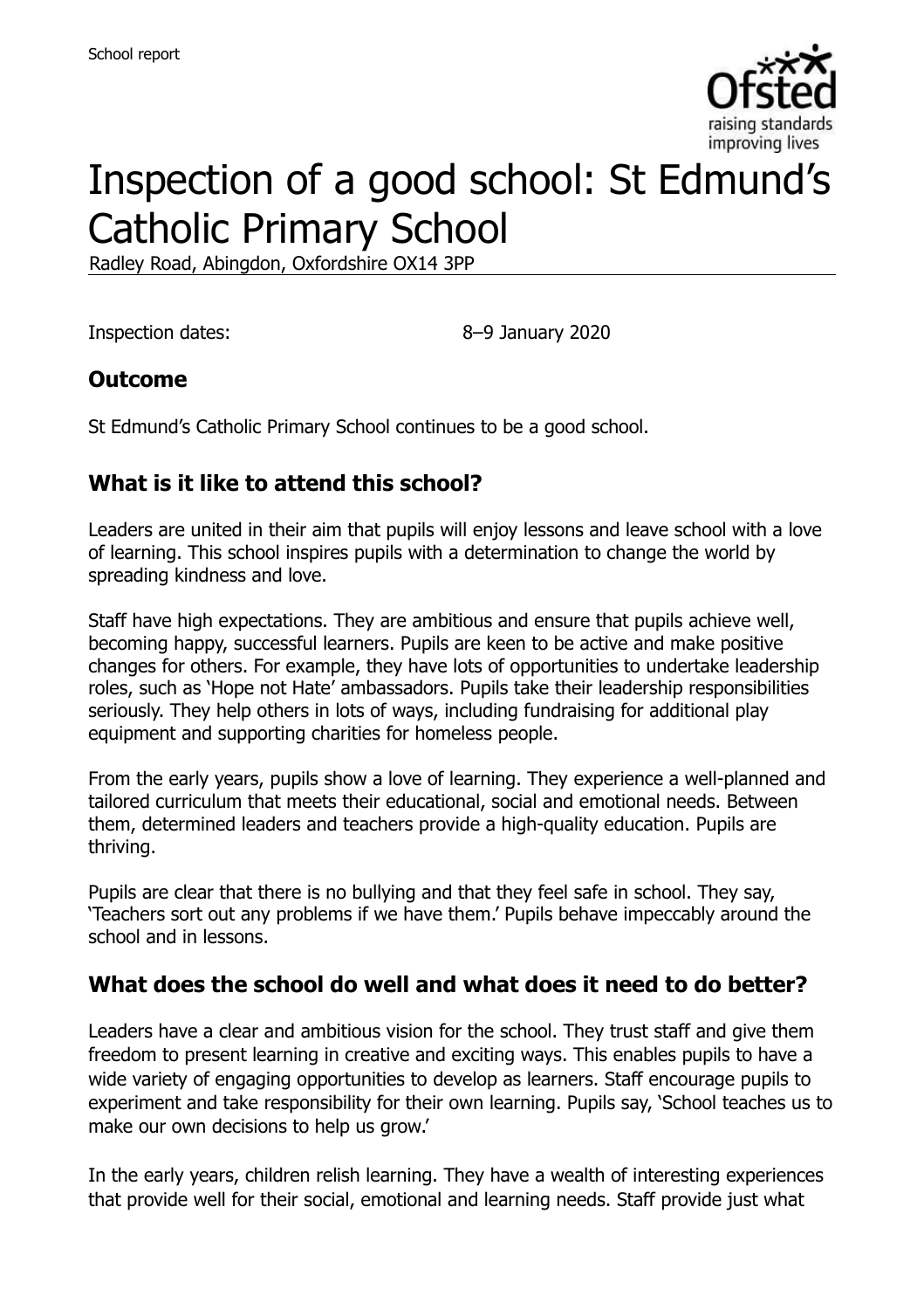School report

# Inspection of a good school: St Edmund's Catholic Primary School

Radley Road, Abingdon, Oxfordshire OX14 3PP

Inspection dates: 8–9 January 2020

## Outcome

St Edmund's Catholic Primary School continues to be a good school.

## What is it like to attend this school?

Leaders are united in their aim that pupils will enjoy lessons and leave school with a love of learning. This school inspires pupils with a determination to change the world by spreading kindness and love.

Staff have high expectations. They are ambitious and ensure that pupils achieve well, becoming happy, successful learners. Pupils are keen to be active and make positive changes for others. For example, they have lots of opportunities to undertake leadership roles, such as 'Hope not Hate' ambassadors. Pupils take their leadership responsibilities seriously. They help others in lots of ways, including fundraising for additional play equipment and supporting charities for homeless people.

From the early years, pupils show a love of learning. They experience a well-planned and tailored curriculum that meets their educational, social and emotional needs. Between them, determined leaders and teachers provide a high-quality education. Pupils are thriving.

Pupils are clear that there is no bullying and that they feel safe in school. They say, 'Teachers sort out any problems if we have them.' Pupils behave impeccably around the school and in lessons.

## What does the school do well and what does it need to do better?

Leaders have a clear and ambitious vision for the school. They trust staff and give them freedom to present learning in creative and exciting ways. This enables pupils to have a wide variety of engaging opportunities to develop as learners. Staff encourage pupils to experiment and take responsibility for their own learning. Pupils say, 'School teaches us to make our own decisions to help us grow.'

In the early years, children relish learning. They have a wealth of interesting experiences that provide well for their social, emotional and learning needs. Staff provide just what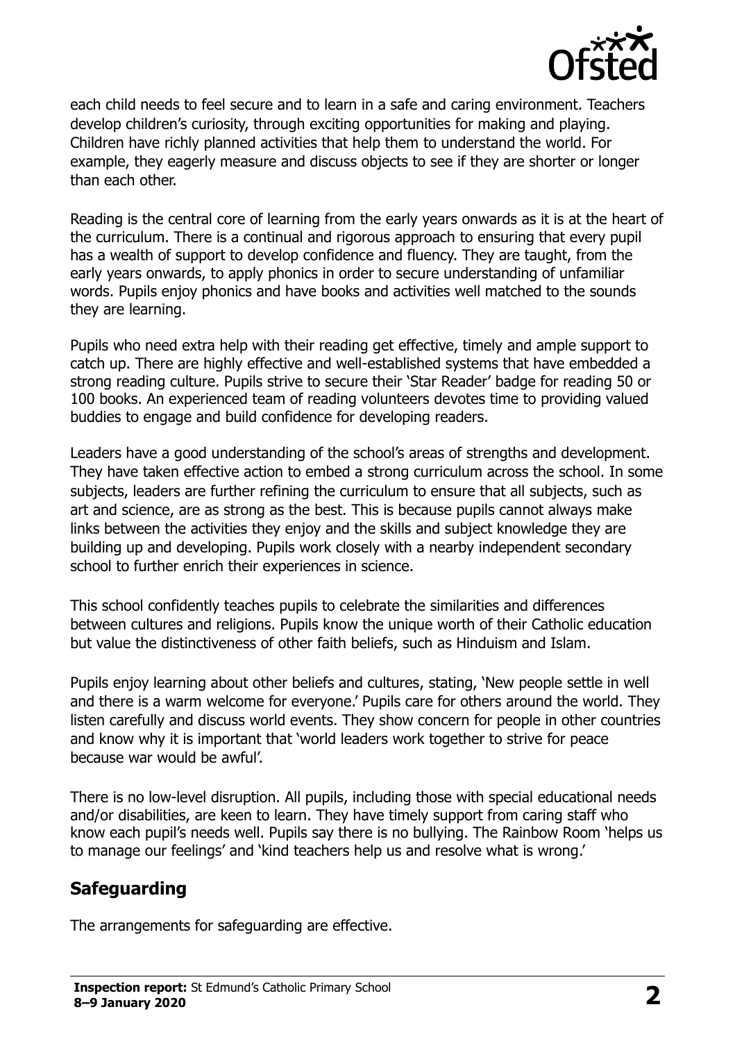each child needs to feel secure and to learn in a safe and caring environment. Teachers develop children's curiosity, through exciting opportunities for making and playing. Children have richly planned activities that help them to understand the world. For example, they eagerly measure and discuss objects to see if they are shorter or longer than each other.

Reading is the central core of learning from the early years onwards as it is at the heart of the curriculum. There is a continual and rigorous approach to ensuring that every pupil has a wealth of support to develop confidence and fluency. They are taught, from the early years onwards, to apply phonics in order to secure understanding of unfamiliar words. Pupils enjoy phonics and have books and activities well matched to the sounds they are learning.

Pupils who need extra help with their reading get effective, timely and ample support to catch up. There are highly effective and well-established systems that have embedded a strong reading culture. Pupils strive to secure their 'Star Reader' badge for reading 50 or 100 books. An experienced team of reading volunteers devotes time to providing valued buddies to engage and build confidence for developing readers.

Leaders have a good understanding of the school's areas of strengths and development. They have taken effective action to embed a strong curriculum across the school. In some subjects, leaders are further refining the curriculum to ensure that all subjects, such as art and science, are as strong as the best. This is because pupils cannot always make links between the activities they enjoy and the skills and subject knowledge they are building up and developing. Pupils work closely with a nearby independent secondary school to further enrich their experiences in science.

This school confidently teaches pupils to celebrate the similarities and differences between cultures and religions. Pupils know the unique worth of their Catholic education but value the distinctiveness of other faith beliefs, such as Hinduism and Islam.

Pupils enjoy learning about other beliefs and cultures, stating, 'New people settle in well and there is a warm welcome for everyone.' Pupils care for others around the world. They listen carefully and discuss world events. They show concern for people in other countries and know why it is important that 'world leaders work together to strive for peace because war would be awful'.

There is no low-level disruption. All pupils, including those with special educational needs and/or disabilities, are keen to learn. They have timely support from caring staff who know each pupil's needs well. Pupils say there is no bullying. The Rainbow Room 'helps us to manage our feelings' and 'kind teachers help us and resolve what is wrong.'

## Safeguarding

The arrangements for safeguarding are effective.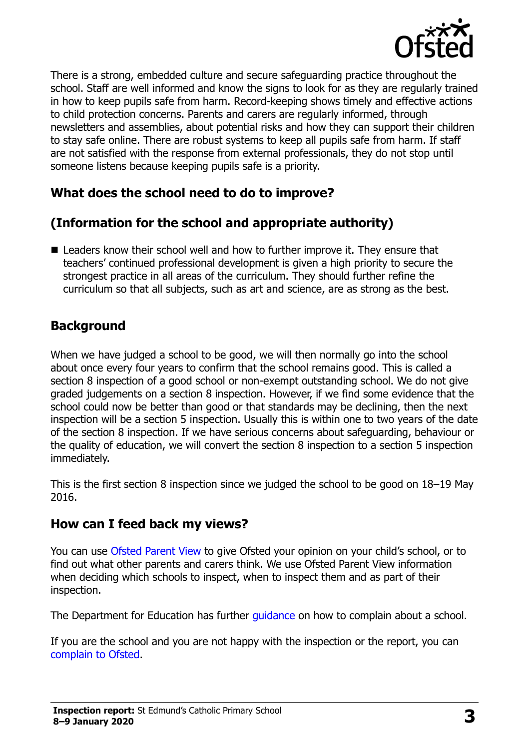There is a strong, embedded culture and secure safeguarding practice throughout the school. Staff are well informed and know the signs to look for as they are regularly trained in how to keep pupils safe from harm. Record-keeping shows timely and effective actions to child protection concerns. Parents and carers are regularly informed, through newsletters and assemblies, about potential risks and how they can support their children to stay safe online. There are robust systems to keep all pupils safe from harm. If staff are not satisfied with the response from external professionals, they do not stop until someone listens because keeping pupils safe is a priority.

## What does the school need to do to improve?

## (Information for the school and appropriate authority)

- Leaders know their school well and how to further improve it. They ensure that teachers' continued professional development is given a high priority to secure the strongest practice in all areas of the curriculum. They should further refine the curriculum so that all subjects, such as art and science, are as strong as the best.

## Background

When we have judged a school to be good, we will then normally go into the school about once every four years to confirm that the school remains good. This is called a section 8 inspection of a good school or non-exempt outstanding school. We do not give graded judgements on a section 8 inspection. However, if we find some evidence that the school could now be better than good or that standards may be declining, then the next inspection will be a section 5 inspection. Usually this is within one to two years of the date of the section 8 inspection. If we have serious concerns about safeguarding, behaviour or the quality of education, we will convert the section 8 inspection to a section 5 inspection immediately.

This is the first section 8 inspection since we judged the school to be good on 18–19 May 2016.

## How can I feed back my views?

You can use Ofsted Parent View to give Ofsted your opinion on your child's school, or to find out what other parents and carers think. We use Ofsted Parent View information when deciding which schools to inspect, when to inspect them and as part of their inspection.

The Department for Education has further guidance on how to complain about a school.

If you are the school and you are not happy with the inspection or the report, you can complain to Ofsted.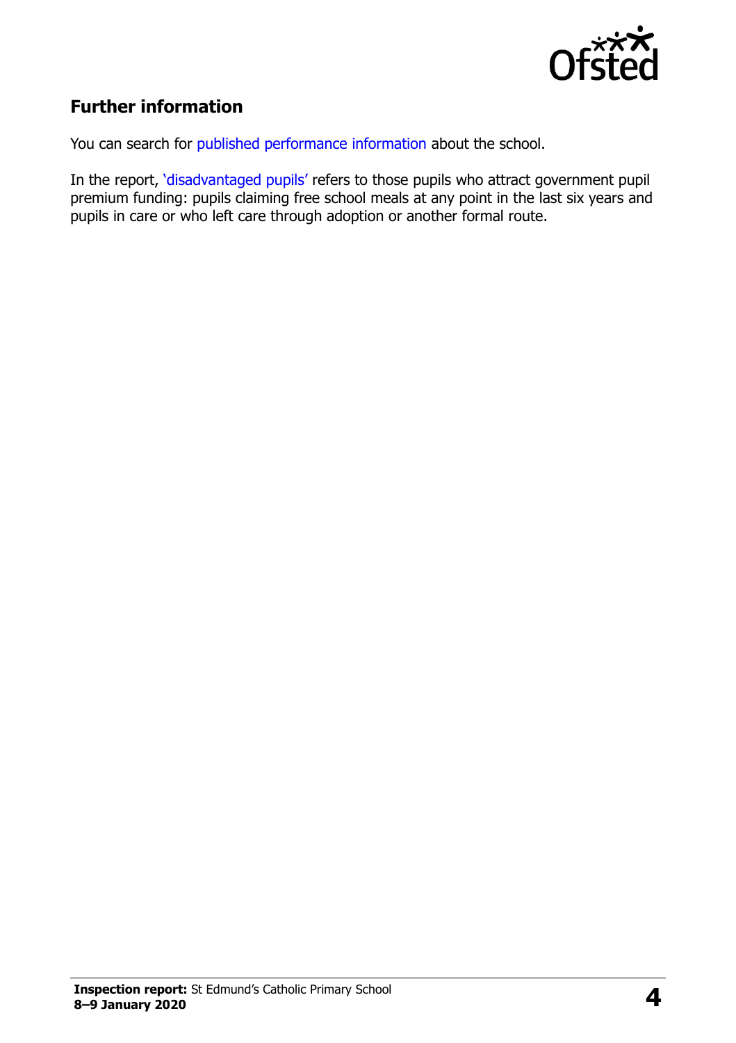## Further information

You can search for published performance information about the school.

In the report, 'disadvantaged pupils' refers to those pupils who attract government pupil premium funding: pupils claiming free school meals at any point in the last six years and pupils in care or who left care through adoption or another formal route.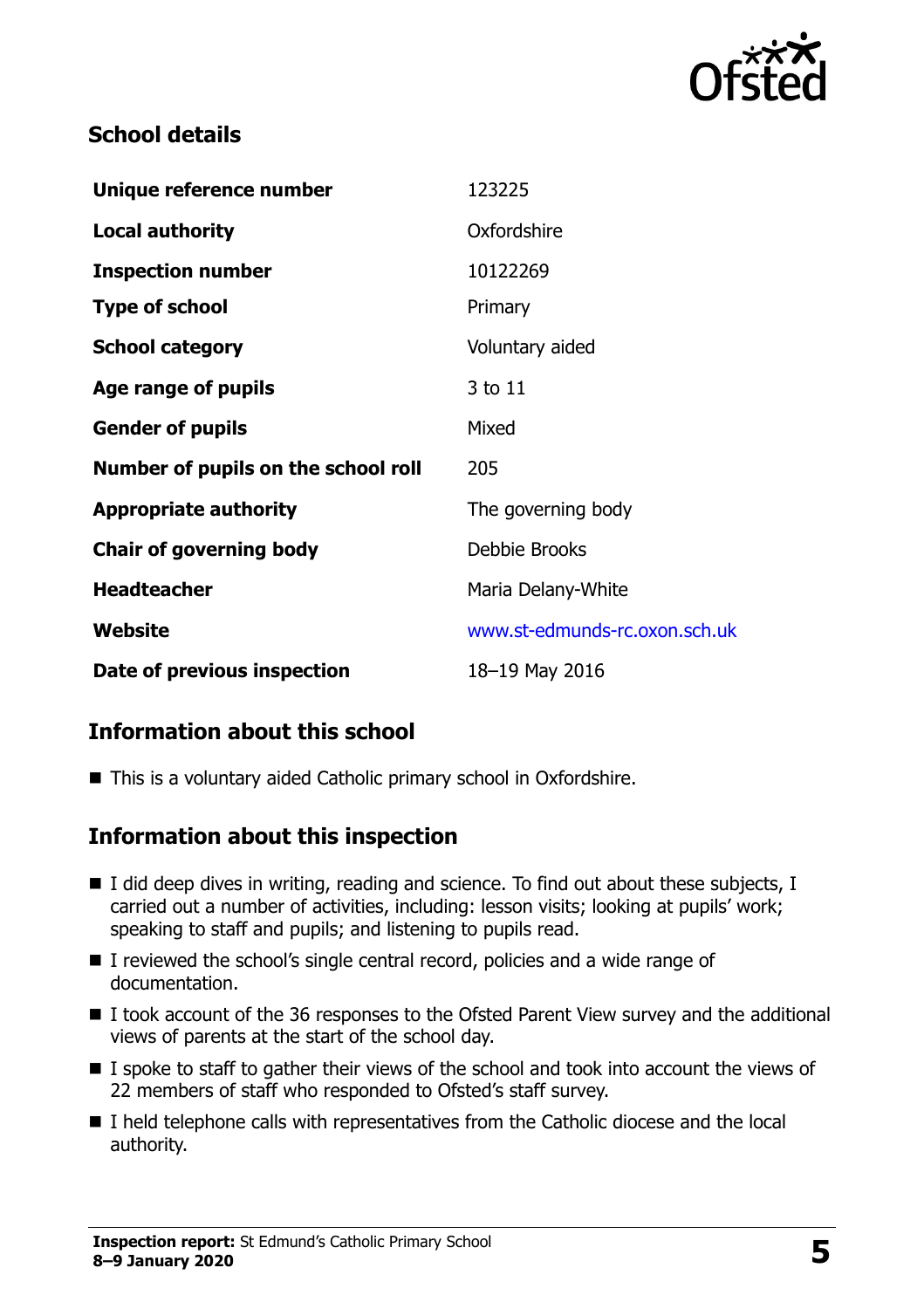## School details

| | |
|---|---|
| **Unique reference number** | 123225 |
| **Local authority** | Oxfordshire |
| **Inspection number** | 10122269 |
| **Type of school** | Primary |
| **School category** | Voluntary aided |
| **Age range of pupils** | 3 to 11 |
| **Gender of pupils** | Mixed |
| **Number of pupils on the school roll** | 205 |
| **Appropriate authority** | The governing body |
| **Chair of governing body** | Debbie Brooks |
| **Headteacher** | Maria Delany-White |
| **Website** | www.st-edmunds-rc.oxon.sch.uk |
| **Date of previous inspection** | 18–19 May 2016 |

## Information about this school

- This is a voluntary aided Catholic primary school in Oxfordshire.

## Information about this inspection

- I did deep dives in writing, reading and science. To find out about these subjects, I carried out a number of activities, including: lesson visits; looking at pupils' work; speaking to staff and pupils; and listening to pupils read.
- I reviewed the school's single central record, policies and a wide range of documentation.
- I took account of the 36 responses to the Ofsted Parent View survey and the additional views of parents at the start of the school day.
- I spoke to staff to gather their views of the school and took into account the views of 22 members of staff who responded to Ofsted's staff survey.
- I held telephone calls with representatives from the Catholic diocese and the local authority.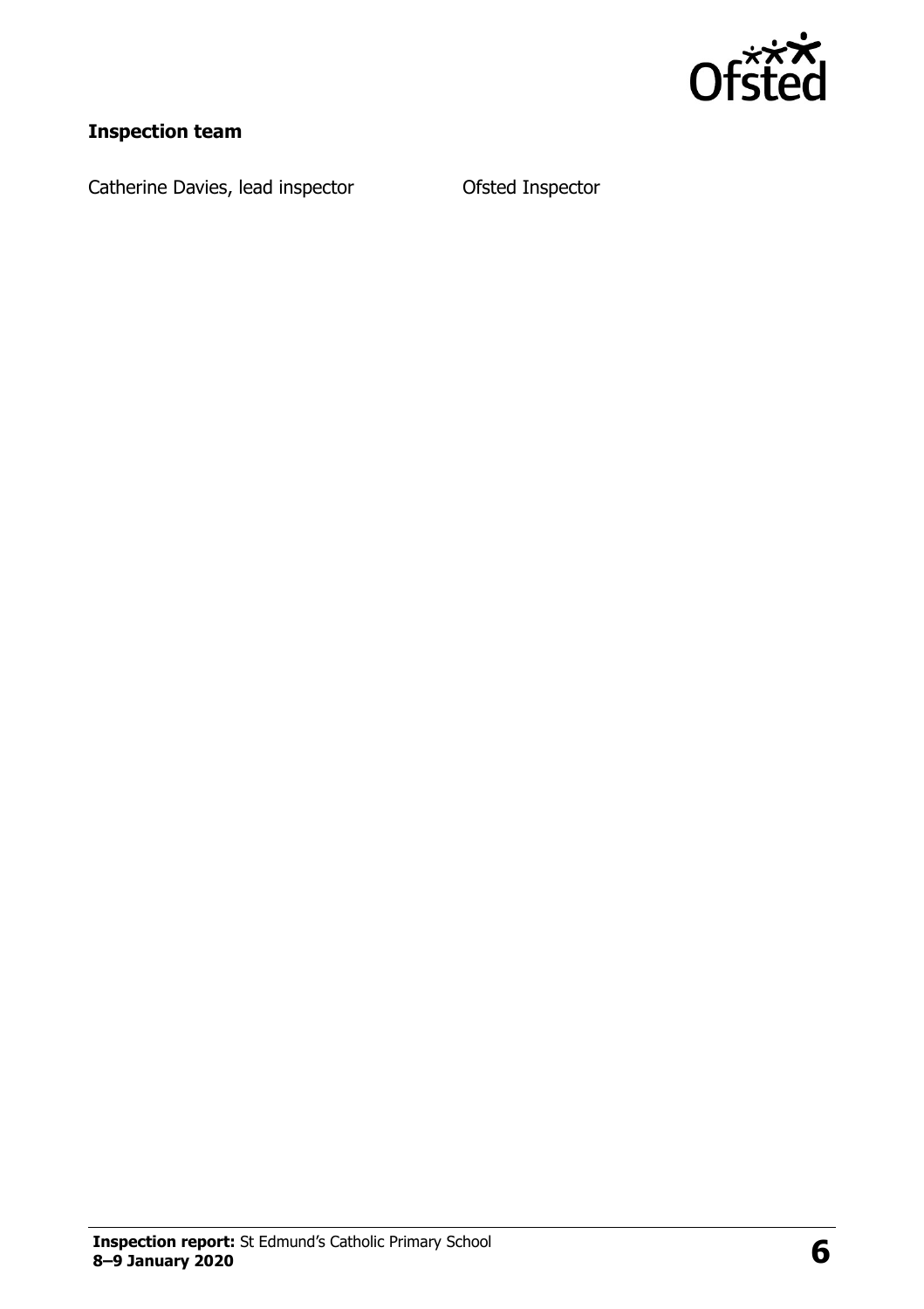**Inspection team**

| | |
|---|---|
| Catherine Davies, lead inspector | Ofsted Inspector |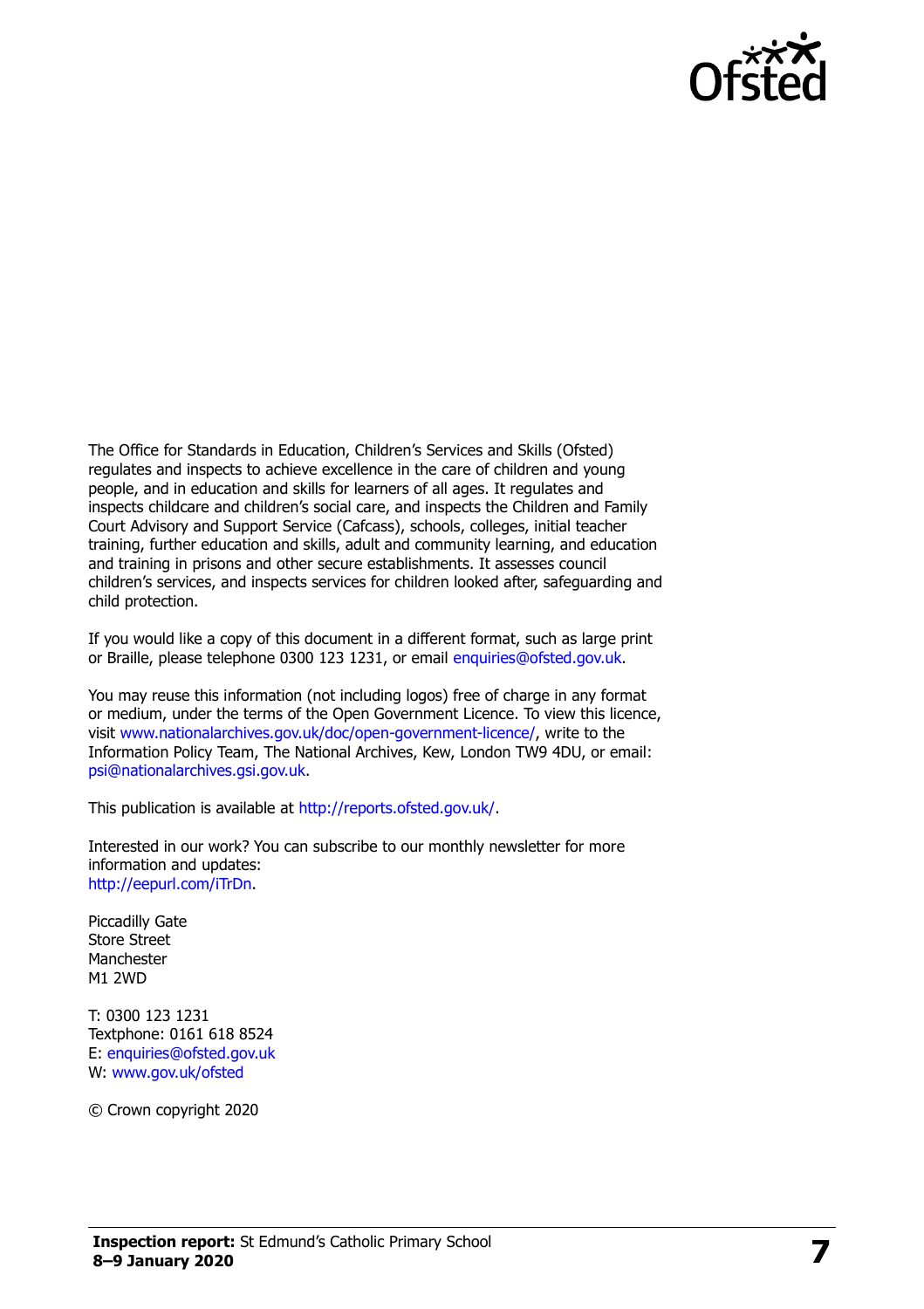The Office for Standards in Education, Children's Services and Skills (Ofsted) regulates and inspects to achieve excellence in the care of children and young people, and in education and skills for learners of all ages. It regulates and inspects childcare and children's social care, and inspects the Children and Family Court Advisory and Support Service (Cafcass), schools, colleges, initial teacher training, further education and skills, adult and community learning, and education and training in prisons and other secure establishments. It assesses council children's services, and inspects services for children looked after, safeguarding and child protection.

If you would like a copy of this document in a different format, such as large print or Braille, please telephone 0300 123 1231, or email enquiries@ofsted.gov.uk.

You may reuse this information (not including logos) free of charge in any format or medium, under the terms of the Open Government Licence. To view this licence, visit www.nationalarchives.gov.uk/doc/open-government-licence/, write to the Information Policy Team, The National Archives, Kew, London TW9 4DU, or email: psi@nationalarchives.gsi.gov.uk.

This publication is available at http://reports.ofsted.gov.uk/.

Interested in our work? You can subscribe to our monthly newsletter for more information and updates: http://eepurl.com/iTrDn.

Piccadilly Gate
Store Street
Manchester
M1 2WD

T: 0300 123 1231
Textphone: 0161 618 8524
E: enquiries@ofsted.gov.uk
W: www.gov.uk/ofsted

© Crown copyright 2020